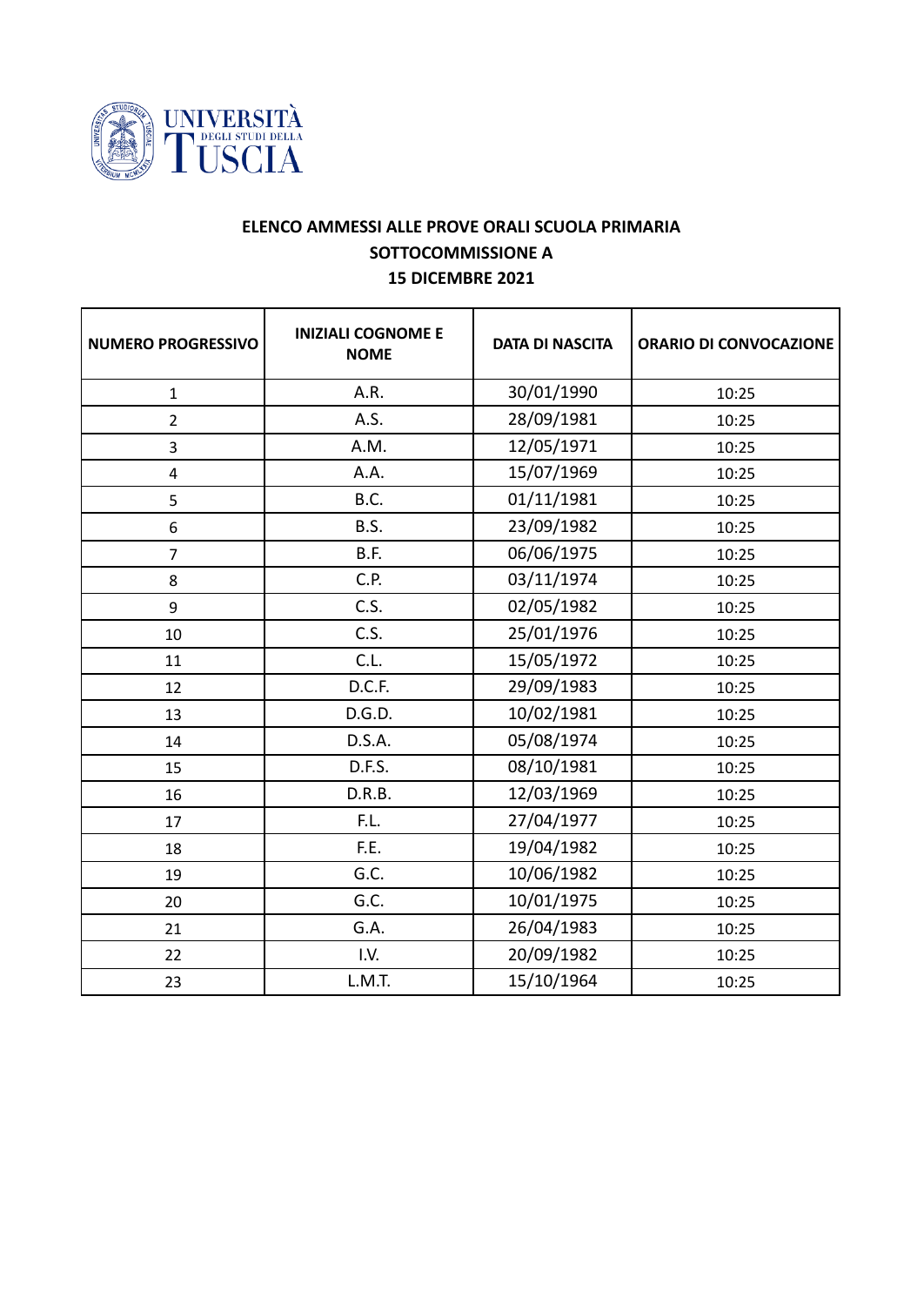**ELENCO AMMESSI ALLE PROVE ORALI SCUOLA PRIMARIA**

**SOTTOCOMMISSIONE A**

**15 DICEMBRE 2021**

| NUMERO PROGRESSIVO | INIZIALI COGNOME E NOME | DATA DI NASCITA | ORARIO DI CONVOCAZIONE |
|---|---|---|---|
| 1 | A.R. | 30/01/1990 | 10:25 |
| 2 | A.S. | 28/09/1981 | 10:25 |
| 3 | A.M. | 12/05/1971 | 10:25 |
| 4 | A.A. | 15/07/1969 | 10:25 |
| 5 | B.C. | 01/11/1981 | 10:25 |
| 6 | B.S. | 23/09/1982 | 10:25 |
| 7 | B.F. | 06/06/1975 | 10:25 |
| 8 | C.P. | 03/11/1974 | 10:25 |
| 9 | C.S. | 02/05/1982 | 10:25 |
| 10 | C.S. | 25/01/1976 | 10:25 |
| 11 | C.L. | 15/05/1972 | 10:25 |
| 12 | D.C.F. | 29/09/1983 | 10:25 |
| 13 | D.G.D. | 10/02/1981 | 10:25 |
| 14 | D.S.A. | 05/08/1974 | 10:25 |
| 15 | D.F.S. | 08/10/1981 | 10:25 |
| 16 | D.R.B. | 12/03/1969 | 10:25 |
| 17 | F.L. | 27/04/1977 | 10:25 |
| 18 | F.E. | 19/04/1982 | 10:25 |
| 19 | G.C. | 10/06/1982 | 10:25 |
| 20 | G.C. | 10/01/1975 | 10:25 |
| 21 | G.A. | 26/04/1983 | 10:25 |
| 22 | I.V. | 20/09/1982 | 10:25 |
| 23 | L.M.T. | 15/10/1964 | 10:25 |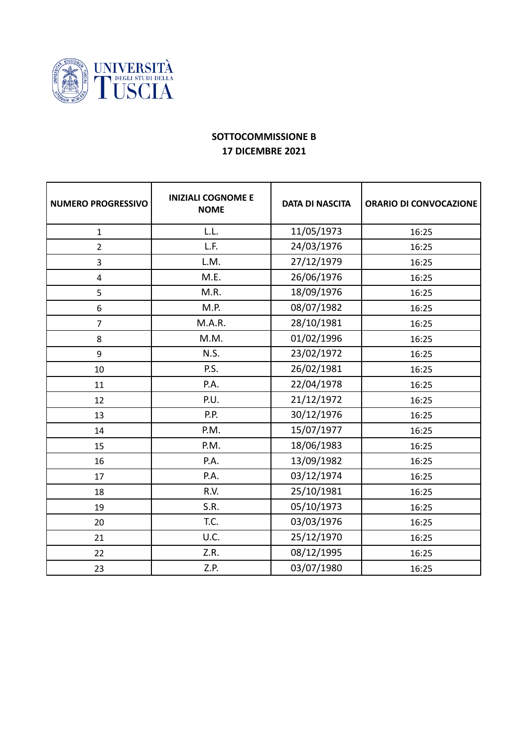**SOTTOCOMMISSIONE B**
**17 DICEMBRE 2021**

| NUMERO PROGRESSIVO | INIZIALI COGNOME E NOME | DATA DI NASCITA | ORARIO DI CONVOCAZIONE |
|---|---|---|---|
| 1 | L.L. | 11/05/1973 | 16:25 |
| 2 | L.F. | 24/03/1976 | 16:25 |
| 3 | L.M. | 27/12/1979 | 16:25 |
| 4 | M.E. | 26/06/1976 | 16:25 |
| 5 | M.R. | 18/09/1976 | 16:25 |
| 6 | M.P. | 08/07/1982 | 16:25 |
| 7 | M.A.R. | 28/10/1981 | 16:25 |
| 8 | M.M. | 01/02/1996 | 16:25 |
| 9 | N.S. | 23/02/1972 | 16:25 |
| 10 | P.S. | 26/02/1981 | 16:25 |
| 11 | P.A. | 22/04/1978 | 16:25 |
| 12 | P.U. | 21/12/1972 | 16:25 |
| 13 | P.P. | 30/12/1976 | 16:25 |
| 14 | P.M. | 15/07/1977 | 16:25 |
| 15 | P.M. | 18/06/1983 | 16:25 |
| 16 | P.A. | 13/09/1982 | 16:25 |
| 17 | P.A. | 03/12/1974 | 16:25 |
| 18 | R.V. | 25/10/1981 | 16:25 |
| 19 | S.R. | 05/10/1973 | 16:25 |
| 20 | T.C. | 03/03/1976 | 16:25 |
| 21 | U.C. | 25/12/1970 | 16:25 |
| 22 | Z.R. | 08/12/1995 | 16:25 |
| 23 | Z.P. | 03/07/1980 | 16:25 |